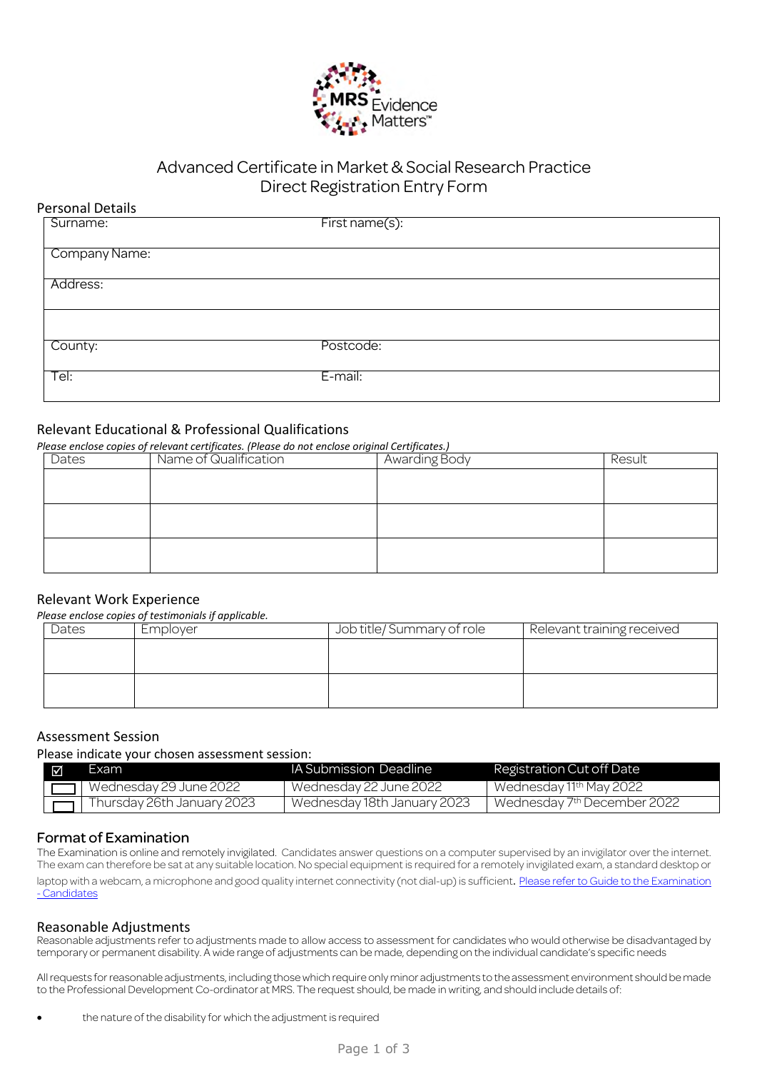MRS Evidence Matters™

# Advanced Certificate in Market & Social Research Practice
## Direct Registration Entry Form

### Personal Details

| Surname: | First name(s): |
|---|---|
| Company Name: | |
| Address: | |
| | |
| County: | Postcode: |
| Tel: | E-mail: |

### Relevant Educational & Professional Qualifications

*Please enclose copies of relevant certificates. (Please do not enclose original Certificates.)*

| Dates | Name of Qualification | Awarding Body | Result |
|---|---|---|---|
| | | | |
| | | | |
| | | | |

### Relevant Work Experience

*Please enclose copies of testimonials if applicable.*

| Dates | Employer | Job title/ Summary of role | Relevant training received |
|---|---|---|---|
| | | | |
| | | | |

### Assessment Session

Please indicate your chosen assessment session:

| ☑ | Exam | IA Submission Deadline | Registration Cut off Date |
|---|---|---|---|
| ☐ | Wednesday 29 June 2022 | Wednesday 22 June 2022 | Wednesday 11th May 2022 |
| ☐ | Thursday 26th January 2023 | Wednesday 18th January 2023 | Wednesday 7th December 2022 |

### Format of Examination

The Examination is online and remotely invigilated. Candidates answer questions on a computer supervised by an invigilator over the internet. The exam can therefore be sat at any suitable location. No special equipment is required for a remotely invigilated exam, a standard desktop or laptop with a webcam, a microphone and good quality internet connectivity (not dial-up) is sufficient. [Please refer to Guide to the Examination - Candidates]

### Reasonable Adjustments

Reasonable adjustments refer to adjustments made to allow access to assessment for candidates who would otherwise be disadvantaged by temporary or permanent disability. A wide range of adjustments can be made, depending on the individual candidate's specific needs

All requests for reasonable adjustments, including those which require only minor adjustments to the assessment environment should be made to the Professional Development Co-ordinator at MRS. The request should, be made in writing, and should include details of:

- the nature of the disability for which the adjustment is required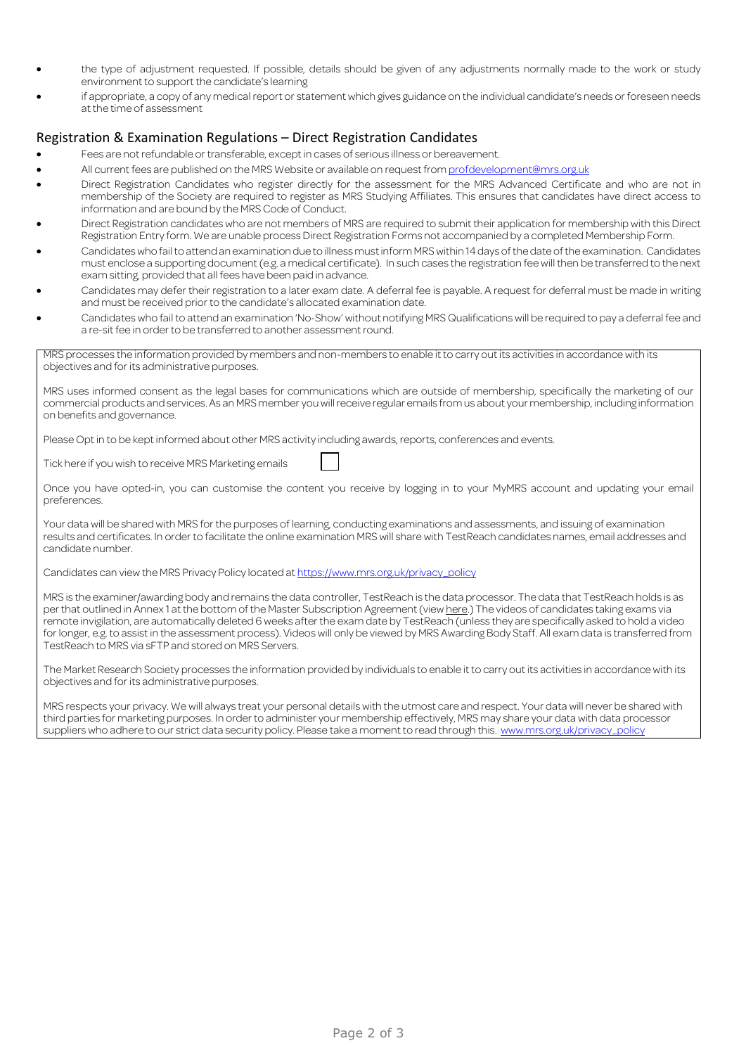- the type of adjustment requested. If possible, details should be given of any adjustments normally made to the work or study environment to support the candidate's learning
- if appropriate, a copy of any medical report or statement which gives guidance on the individual candidate's needs or foreseen needs at the time of assessment

## Registration & Examination Regulations – Direct Registration Candidates

- Fees are not refundable or transferable, except in cases of serious illness or bereavement.
- All current fees are published on the MRS Website or available on request from profdevelopment@mrs.org.uk
- Direct Registration Candidates who register directly for the assessment for the MRS Advanced Certificate and who are not in membership of the Society are required to register as MRS Studying Affiliates. This ensures that candidates have direct access to information and are bound by the MRS Code of Conduct.
- Direct Registration candidates who are not members of MRS are required to submit their application for membership with this Direct Registration Entry form. We are unable process Direct Registration Forms not accompanied by a completed Membership Form.
- Candidates who fail to attend an examination due to illness must inform MRS within 14 days of the date of the examination. Candidates must enclose a supporting document (e.g. a medical certificate). In such cases the registration fee will then be transferred to the next exam sitting, provided that all fees have been paid in advance.
- Candidates may defer their registration to a later exam date. A deferral fee is payable. A request for deferral must be made in writing and must be received prior to the candidate's allocated examination date.
- Candidates who fail to attend an examination 'No-Show' without notifying MRS Qualifications will be required to pay a deferral fee and a re-sit fee in order to be transferred to another assessment round.

MRS processes the information provided by members and non-members to enable it to carry out its activities in accordance with its objectives and for its administrative purposes.

MRS uses informed consent as the legal bases for communications which are outside of membership, specifically the marketing of our commercial products and services. As an MRS member you will receive regular emails from us about your membership, including information on benefits and governance.

Please Opt in to be kept informed about other MRS activity including awards, reports, conferences and events.

Tick here if you wish to receive MRS Marketing emails ☐

Once you have opted-in, you can customise the content you receive by logging in to your MyMRS account and updating your email preferences.

Your data will be shared with MRS for the purposes of learning, conducting examinations and assessments, and issuing of examination results and certificates. In order to facilitate the online examination MRS will share with TestReach candidates names, email addresses and candidate number.

Candidates can view the MRS Privacy Policy located at https://www.mrs.org.uk/privacy_policy

MRS is the examiner/awarding body and remains the data controller, TestReach is the data processor. The data that TestReach holds is as per that outlined in Annex 1 at the bottom of the Master Subscription Agreement (view here.) The videos of candidates taking exams via remote invigilation, are automatically deleted 6 weeks after the exam date by TestReach (unless they are specifically asked to hold a video for longer, e.g. to assist in the assessment process). Videos will only be viewed by MRS Awarding Body Staff. All exam data is transferred from TestReach to MRS via sFTP and stored on MRS Servers.

The Market Research Society processes the information provided by individuals to enable it to carry out its activities in accordance with its objectives and for its administrative purposes.

MRS respects your privacy. We will always treat your personal details with the utmost care and respect. Your data will never be shared with third parties for marketing purposes. In order to administer your membership effectively, MRS may share your data with data processor suppliers who adhere to our strict data security policy. Please take a moment to read through this. www.mrs.org.uk/privacy_policy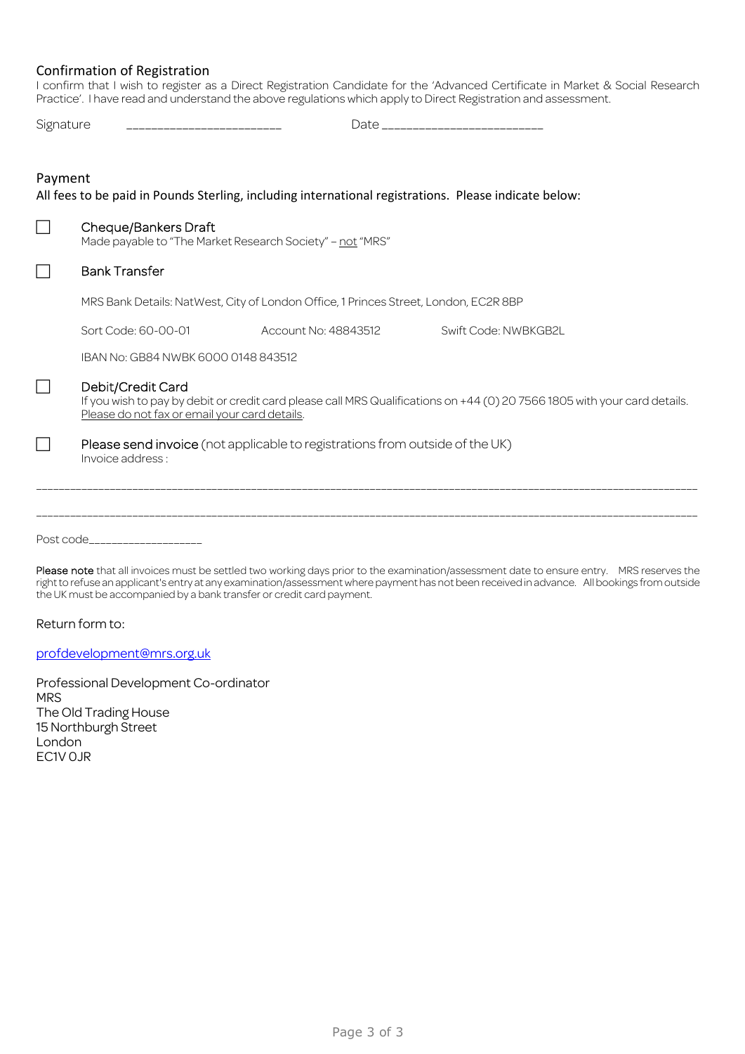## Confirmation of Registration

I confirm that I wish to register as a Direct Registration Candidate for the 'Advanced Certificate in Market & Social Research Practice'. I have read and understand the above regulations which apply to Direct Registration and assessment.

Signature ________________________ Date ________________________

## Payment

All fees to be paid in Pounds Sterling, including international registrations. Please indicate below:

☐ **Cheque/Bankers Draft**
Made payable to "The Market Research Society" – not "MRS"

☐ **Bank Transfer**

MRS Bank Details: NatWest, City of London Office, 1 Princes Street, London, EC2R 8BP

Sort Code: 60-00-01 Account No: 48843512 Swift Code: NWBKGB2L

IBAN No: GB84 NWBK 6000 0148 843512

☐ **Debit/Credit Card**
If you wish to pay by debit or credit card please call MRS Qualifications on +44 (0) 20 7566 1805 with your card details. Please do not fax or email your card details.

☐ **Please send invoice** (not applicable to registrations from outside of the UK)
Invoice address :

______________________________________________________________________________

______________________________________________________________________________

Post code___________________

**Please note** that all invoices must be settled two working days prior to the examination/assessment date to ensure entry. MRS reserves the right to refuse an applicant's entry at any examination/assessment where payment has not been received in advance. All bookings from outside the UK must be accompanied by a bank transfer or credit card payment.

Return form to:

profdevelopment@mrs.org.uk

Professional Development Co-ordinator
MRS
The Old Trading House
15 Northburgh Street
London
EC1V 0JR